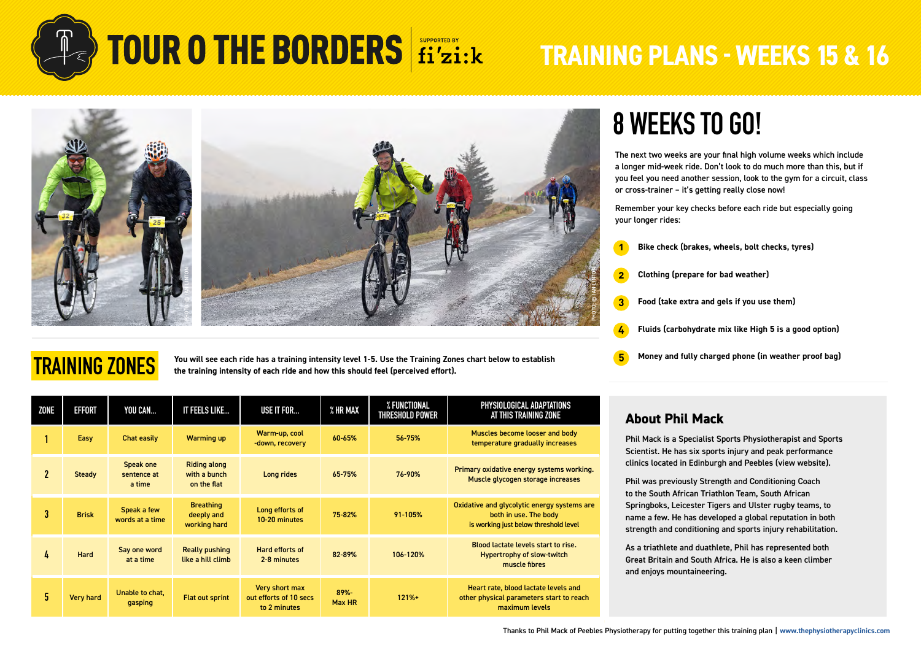# TOUR O THE BORDERS

SUPPORTED BY fi'zi:k

# TRAINING PLANS - WEEKS 15 & 16

## 8 WEEKS TO GO!

The next two weeks are your final high volume weeks which include a longer mid-week ride. Don't look to do much more than this, but if you feel you need another session, look to the gym for a circuit, class or cross-trainer – it's getting really close now!

Remember your key checks before each ride but especially going your longer rides:

1. **Bike check (brakes, wheels, bolt checks, tyres)**
2. **Clothing (prepare for bad weather)**
3. **Food (take extra and gels if you use them)**
4. **Fluids (carbohydrate mix like High 5 is a good option)**
5. **Money and fully charged phone (in weather proof bag)**

## TRAINING ZONES

**You will see each ride has a training intensity level 1-5. Use the Training Zones chart below to establish the training intensity of each ride and how this should feel (perceived effort).**

| ZONE | EFFORT | YOU CAN... | IT FEELS LIKE... | USE IT FOR... | % HR MAX | % FUNCTIONAL THRESHOLD POWER | PHYSIOLOGICAL ADAPTATIONS AT THIS TRAINING ZONE |
|---|---|---|---|---|---|---|---|
| 1 | Easy | Chat easily | Warming up | Warm-up, cool -down, recovery | 60-65% | 56-75% | Muscles become looser and body temperature gradually increases |
| 2 | Steady | Speak one sentence at a time | Riding along with a bunch on the flat | Long rides | 65-75% | 76-90% | Primary oxidative energy systems working. Muscle glycogen storage increases |
| 3 | Brisk | Speak a few words at a time | Breathing deeply and working hard | Long efforts of 10-20 minutes | 75-82% | 91-105% | Oxidative and glycolytic energy systems are both in use. The body is working just below threshold level |
| 4 | Hard | Say one word at a time | Really pushing like a hill climb | Hard efforts of 2-8 minutes | 82-89% | 106-120% | Blood lactate levels start to rise. Hypertrophy of slow-twitch muscle fibres |
| 5 | Very hard | Unable to chat, gasping | Flat out sprint | Very short max out efforts of 10 secs to 2 minutes | 89%-Max HR | 121%+ | Heart rate, blood lactate levels and other physical parameters start to reach maximum levels |

### About Phil Mack

Phil Mack is a Specialist Sports Physiotherapist and Sports Scientist. He has six sports injury and peak performance clinics located in Edinburgh and Peebles (view website).

Phil was previously Strength and Conditioning Coach to the South African Triathlon Team, South African Springboks, Leicester Tigers and Ulster rugby teams, to name a few. He has developed a global reputation in both strength and conditioning and sports injury rehabilitation.

As a triathlete and duathlete, Phil has represented both Great Britain and South Africa. He is also a keen climber and enjoys mountaineering.

Thanks to Phil Mack of Peebles Physiotherapy for putting together this training plan | www.thephysiotherapyclinics.com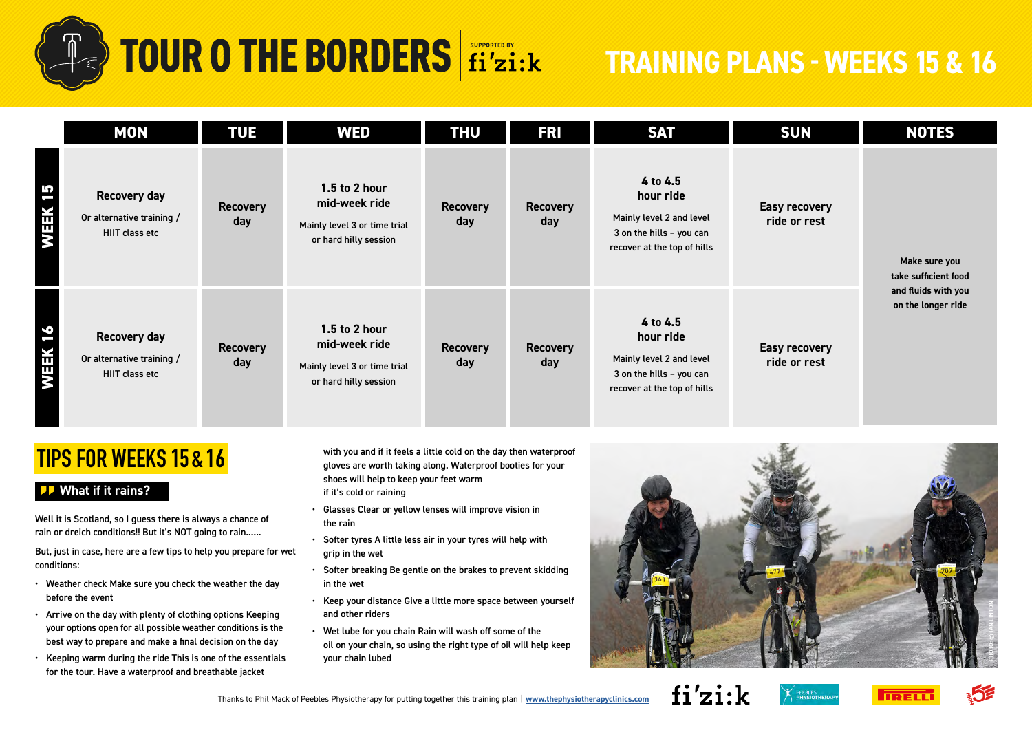# TOUR O THE BORDERS

SUPPORTED BY fi'zi:k

# TRAINING PLANS - WEEKS 15 & 16

| | MON | TUE | WED | THU | FRI | SAT | SUN | NOTES |
|---|---|---|---|---|---|---|---|---|
| WEEK 15 | **Recovery day** Or alternative training / HIIT class etc | **Recovery day** | **1.5 to 2 hour mid-week ride** Mainly level 3 or time trial or hard hilly session | **Recovery day** | **Recovery day** | **4 to 4.5 hour ride** Mainly level 2 and level 3 on the hills – you can recover at the top of hills | **Easy recovery ride or rest** | **Make sure you take sufficient food and fluids with you on the longer ride** |
| WEEK 16 | **Recovery day** Or alternative training / HIIT class etc | **Recovery day** | **1.5 to 2 hour mid-week ride** Mainly level 3 or time trial or hard hilly session | **Recovery day** | **Recovery day** | **4 to 4.5 hour ride** Mainly level 2 and level 3 on the hills – you can recover at the top of hills | **Easy recovery ride or rest** | |

## TIPS FOR WEEKS 15 & 16

### What if it rains?

Well it is Scotland, so I guess there is always a chance of rain or dreich conditions!! But it's NOT going to rain......

But, just in case, here are a few tips to help you prepare for wet conditions:

- Weather check Make sure you check the weather the day before the event
- Arrive on the day with plenty of clothing options Keeping your options open for all possible weather conditions is the best way to prepare and make a final decision on the day
- Keeping warm during the ride This is one of the essentials for the tour. Have a waterproof and breathable jacket with you and if it feels a little cold on the day then waterproof gloves are worth taking along. Waterproof booties for your shoes will help to keep your feet warm if it's cold or raining
- Glasses Clear or yellow lenses will improve vision in the rain
- Softer tyres A little less air in your tyres will help with grip in the wet
- Softer breaking Be gentle on the brakes to prevent skidding in the wet
- Keep your distance Give a little more space between yourself and other riders
- Wet lube for you chain Rain will wash off some of the oil on your chain, so using the right type of oil will help keep your chain lubed

PHOTO © IAN LINTON

Thanks to Phil Mack of Peebles Physiotherapy for putting together this training plan | www.thephysiotherapyclinics.com